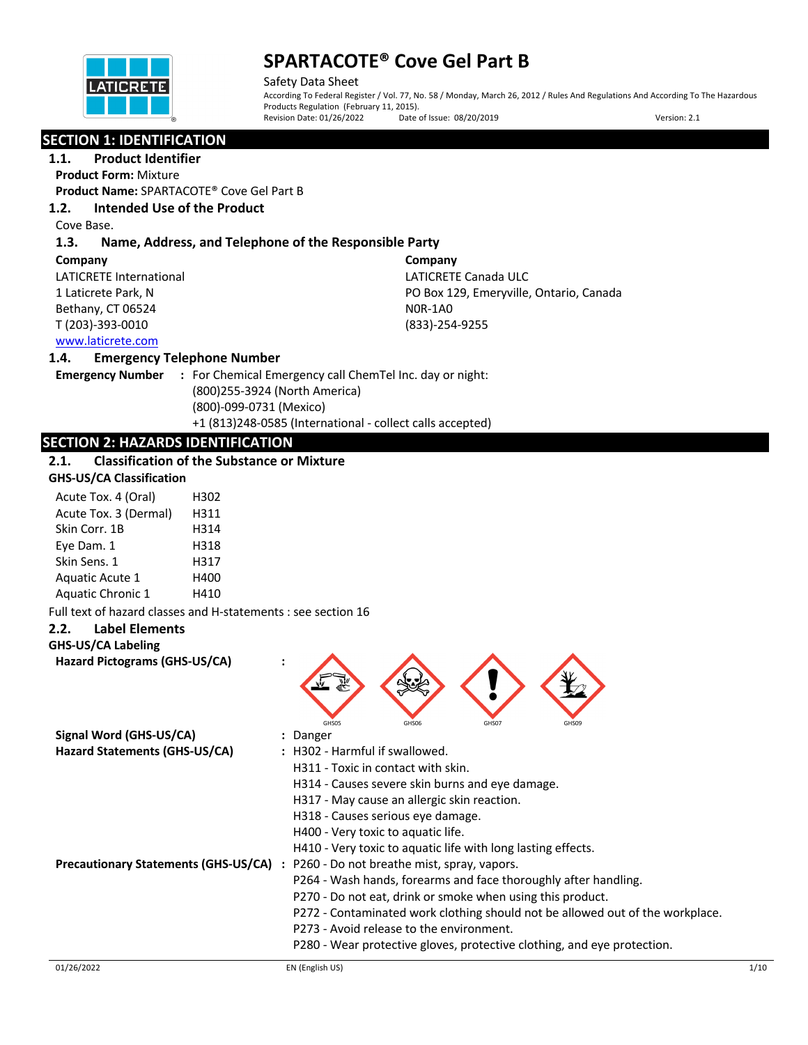# SPARTACOTE® Cove Gel Part B

Safety Data Sheet

According To Federal Register / Vol. 77, No. 58 / Monday, March 26, 2012 / Rules And Regulations And According To The Hazardous Products Regulation (February 11, 2015).

Revision Date: 01/26/2022 Date of Issue: 08/20/2019 Version: 2.1

## SECTION 1: IDENTIFICATION

### 1.1. Product Identifier

**Product Form:** Mixture

**Product Name:** SPARTACOTE® Cove Gel Part B

### 1.2. Intended Use of the Product

Cove Base.

### 1.3. Name, Address, and Telephone of the Responsible Party

**Company**
LATICRETE International
1 Laticrete Park, N
Bethany, CT 06524
T (203)-393-0010
www.laticrete.com

**Company**
LATICRETE Canada ULC
PO Box 129, Emeryville, Ontario, Canada
N0R-1A0
(833)-254-9255

### 1.4. Emergency Telephone Number

**Emergency Number** : For Chemical Emergency call ChemTel Inc. day or night:
(800)255-3924 (North America)
(800)-099-0731 (Mexico)
+1 (813)248-0585 (International - collect calls accepted)

## SECTION 2: HAZARDS IDENTIFICATION

### 2.1. Classification of the Substance or Mixture

**GHS-US/CA Classification**

| | |
|---|---|
| Acute Tox. 4 (Oral) | H302 |
| Acute Tox. 3 (Dermal) | H311 |
| Skin Corr. 1B | H314 |
| Eye Dam. 1 | H318 |
| Skin Sens. 1 | H317 |
| Aquatic Acute 1 | H400 |
| Aquatic Chronic 1 | H410 |

Full text of hazard classes and H-statements : see section 16

### 2.2. Label Elements

**GHS-US/CA Labeling**

**Hazard Pictograms (GHS-US/CA)** : GHS05 GHS06 GHS07 GHS09

**Signal Word (GHS-US/CA)** : Danger

**Hazard Statements (GHS-US/CA)** : H302 - Harmful if swallowed.
H311 - Toxic in contact with skin.
H314 - Causes severe skin burns and eye damage.
H317 - May cause an allergic skin reaction.
H318 - Causes serious eye damage.
H400 - Very toxic to aquatic life.
H410 - Very toxic to aquatic life with long lasting effects.

**Precautionary Statements (GHS-US/CA)** : P260 - Do not breathe mist, spray, vapors.
P264 - Wash hands, forearms and face thoroughly after handling.
P270 - Do not eat, drink or smoke when using this product.
P272 - Contaminated work clothing should not be allowed out of the workplace.
P273 - Avoid release to the environment.
P280 - Wear protective gloves, protective clothing, and eye protection.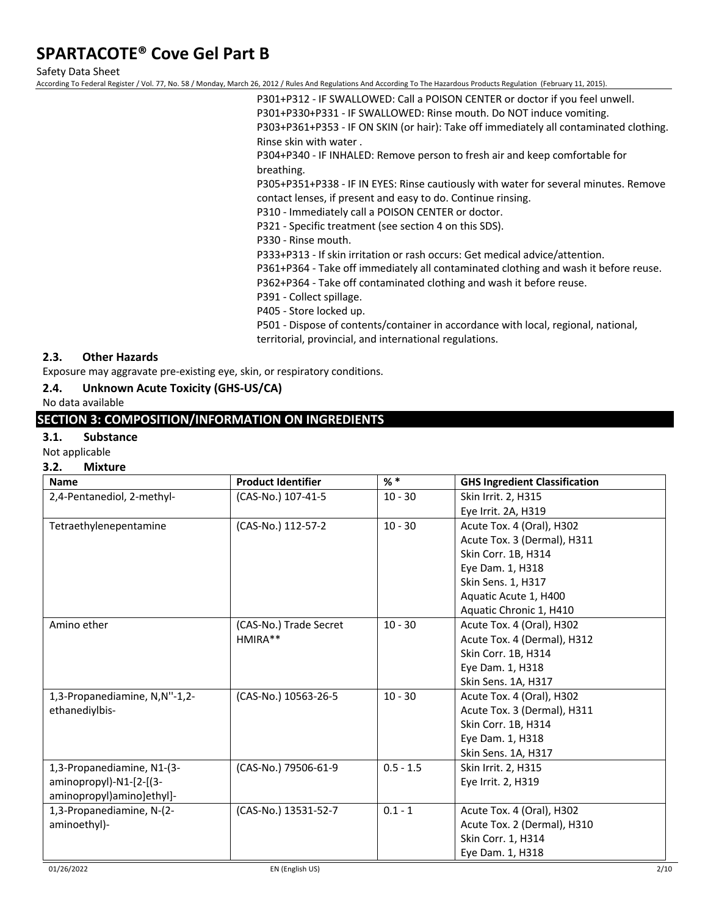P301+P312 - IF SWALLOWED: Call a POISON CENTER or doctor if you feel unwell.
P301+P330+P331 - IF SWALLOWED: Rinse mouth. Do NOT induce vomiting.
P303+P361+P353 - IF ON SKIN (or hair): Take off immediately all contaminated clothing. Rinse skin with water .
P304+P340 - IF INHALED: Remove person to fresh air and keep comfortable for breathing.
P305+P351+P338 - IF IN EYES: Rinse cautiously with water for several minutes. Remove contact lenses, if present and easy to do. Continue rinsing.
P310 - Immediately call a POISON CENTER or doctor.
P321 - Specific treatment (see section 4 on this SDS).
P330 - Rinse mouth.
P333+P313 - If skin irritation or rash occurs: Get medical advice/attention.
P361+P364 - Take off immediately all contaminated clothing and wash it before reuse.
P362+P364 - Take off contaminated clothing and wash it before reuse.
P391 - Collect spillage.
P405 - Store locked up.
P501 - Dispose of contents/container in accordance with local, regional, national, territorial, provincial, and international regulations.

### 2.3. Other Hazards

Exposure may aggravate pre-existing eye, skin, or respiratory conditions.

### 2.4. Unknown Acute Toxicity (GHS-US/CA)

No data available

## SECTION 3: COMPOSITION/INFORMATION ON INGREDIENTS

### 3.1. Substance

Not applicable

### 3.2. Mixture

| Name | Product Identifier | % * | GHS Ingredient Classification |
|---|---|---|---|
| 2,4-Pentanediol, 2-methyl- | (CAS-No.) 107-41-5 | 10 - 30 | Skin Irrit. 2, H315<br>Eye Irrit. 2A, H319 |
| Tetraethylenepentamine | (CAS-No.) 112-57-2 | 10 - 30 | Acute Tox. 4 (Oral), H302<br>Acute Tox. 3 (Dermal), H311<br>Skin Corr. 1B, H314<br>Eye Dam. 1, H318<br>Skin Sens. 1, H317<br>Aquatic Acute 1, H400<br>Aquatic Chronic 1, H410 |
| Amino ether | (CAS-No.) Trade Secret HMIRA** | 10 - 30 | Acute Tox. 4 (Oral), H302<br>Acute Tox. 4 (Dermal), H312<br>Skin Corr. 1B, H314<br>Eye Dam. 1, H318<br>Skin Sens. 1A, H317 |
| 1,3-Propanediamine, N,N''-1,2-ethanediylbis- | (CAS-No.) 10563-26-5 | 10 - 30 | Acute Tox. 4 (Oral), H302<br>Acute Tox. 3 (Dermal), H311<br>Skin Corr. 1B, H314<br>Eye Dam. 1, H318<br>Skin Sens. 1A, H317 |
| 1,3-Propanediamine, N1-(3-aminopropyl)-N1-[2-[(3-aminopropyl)amino]ethyl]- | (CAS-No.) 79506-61-9 | 0.5 - 1.5 | Skin Irrit. 2, H315<br>Eye Irrit. 2, H319 |
| 1,3-Propanediamine, N-(2-aminoethyl)- | (CAS-No.) 13531-52-7 | 0.1 - 1 | Acute Tox. 4 (Oral), H302<br>Acute Tox. 2 (Dermal), H310<br>Skin Corr. 1, H314<br>Eye Dam. 1, H318 |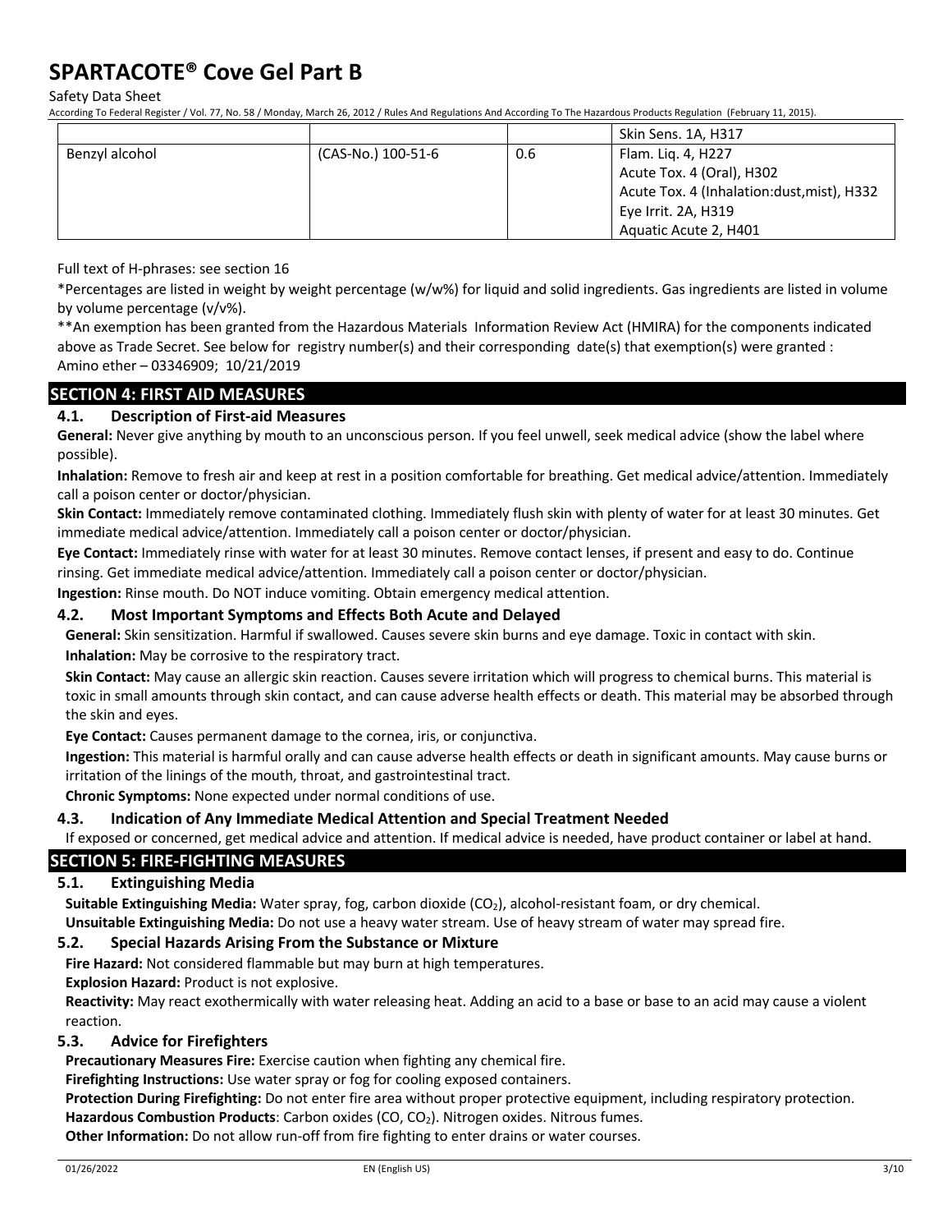| | | | Skin Sens. 1A, H317 |
|---|---|---|---|
| Benzyl alcohol | (CAS-No.) 100-51-6 | 0.6 | Flam. Liq. 4, H227<br>Acute Tox. 4 (Oral), H302<br>Acute Tox. 4 (Inhalation:dust,mist), H332<br>Eye Irrit. 2A, H319<br>Aquatic Acute 2, H401 |

Full text of H-phrases: see section 16

*Percentages are listed in weight by weight percentage (w/w%) for liquid and solid ingredients. Gas ingredients are listed in volume by volume percentage (v/v%).

**An exemption has been granted from the Hazardous Materials Information Review Act (HMIRA) for the components indicated above as Trade Secret. See below for registry number(s) and their corresponding date(s) that exemption(s) were granted :
Amino ether – 03346909; 10/21/2019

## SECTION 4: FIRST AID MEASURES

### 4.1. Description of First-aid Measures

**General:** Never give anything by mouth to an unconscious person. If you feel unwell, seek medical advice (show the label where possible).

**Inhalation:** Remove to fresh air and keep at rest in a position comfortable for breathing. Get medical advice/attention. Immediately call a poison center or doctor/physician.

**Skin Contact:** Immediately remove contaminated clothing. Immediately flush skin with plenty of water for at least 30 minutes. Get immediate medical advice/attention. Immediately call a poison center or doctor/physician.

**Eye Contact:** Immediately rinse with water for at least 30 minutes. Remove contact lenses, if present and easy to do. Continue rinsing. Get immediate medical advice/attention. Immediately call a poison center or doctor/physician.

**Ingestion:** Rinse mouth. Do NOT induce vomiting. Obtain emergency medical attention.

### 4.2. Most Important Symptoms and Effects Both Acute and Delayed

**General:** Skin sensitization. Harmful if swallowed. Causes severe skin burns and eye damage. Toxic in contact with skin.

**Inhalation:** May be corrosive to the respiratory tract.

**Skin Contact:** May cause an allergic skin reaction. Causes severe irritation which will progress to chemical burns. This material is toxic in small amounts through skin contact, and can cause adverse health effects or death. This material may be absorbed through the skin and eyes.

**Eye Contact:** Causes permanent damage to the cornea, iris, or conjunctiva.

**Ingestion:** This material is harmful orally and can cause adverse health effects or death in significant amounts. May cause burns or irritation of the linings of the mouth, throat, and gastrointestinal tract.

**Chronic Symptoms:** None expected under normal conditions of use.

### 4.3. Indication of Any Immediate Medical Attention and Special Treatment Needed

If exposed or concerned, get medical advice and attention. If medical advice is needed, have product container or label at hand.

## SECTION 5: FIRE-FIGHTING MEASURES

### 5.1. Extinguishing Media

**Suitable Extinguishing Media:** Water spray, fog, carbon dioxide ($CO_2$), alcohol-resistant foam, or dry chemical.

**Unsuitable Extinguishing Media:** Do not use a heavy water stream. Use of heavy stream of water may spread fire.

### 5.2. Special Hazards Arising From the Substance or Mixture

**Fire Hazard:** Not considered flammable but may burn at high temperatures.

**Explosion Hazard:** Product is not explosive.

**Reactivity:** May react exothermically with water releasing heat. Adding an acid to a base or base to an acid may cause a violent reaction.

### 5.3. Advice for Firefighters

**Precautionary Measures Fire:** Exercise caution when fighting any chemical fire.

**Firefighting Instructions:** Use water spray or fog for cooling exposed containers.

**Protection During Firefighting:** Do not enter fire area without proper protective equipment, including respiratory protection.

**Hazardous Combustion Products**: Carbon oxides (CO, $CO_2$). Nitrogen oxides. Nitrous fumes.

**Other Information:** Do not allow run-off from fire fighting to enter drains or water courses.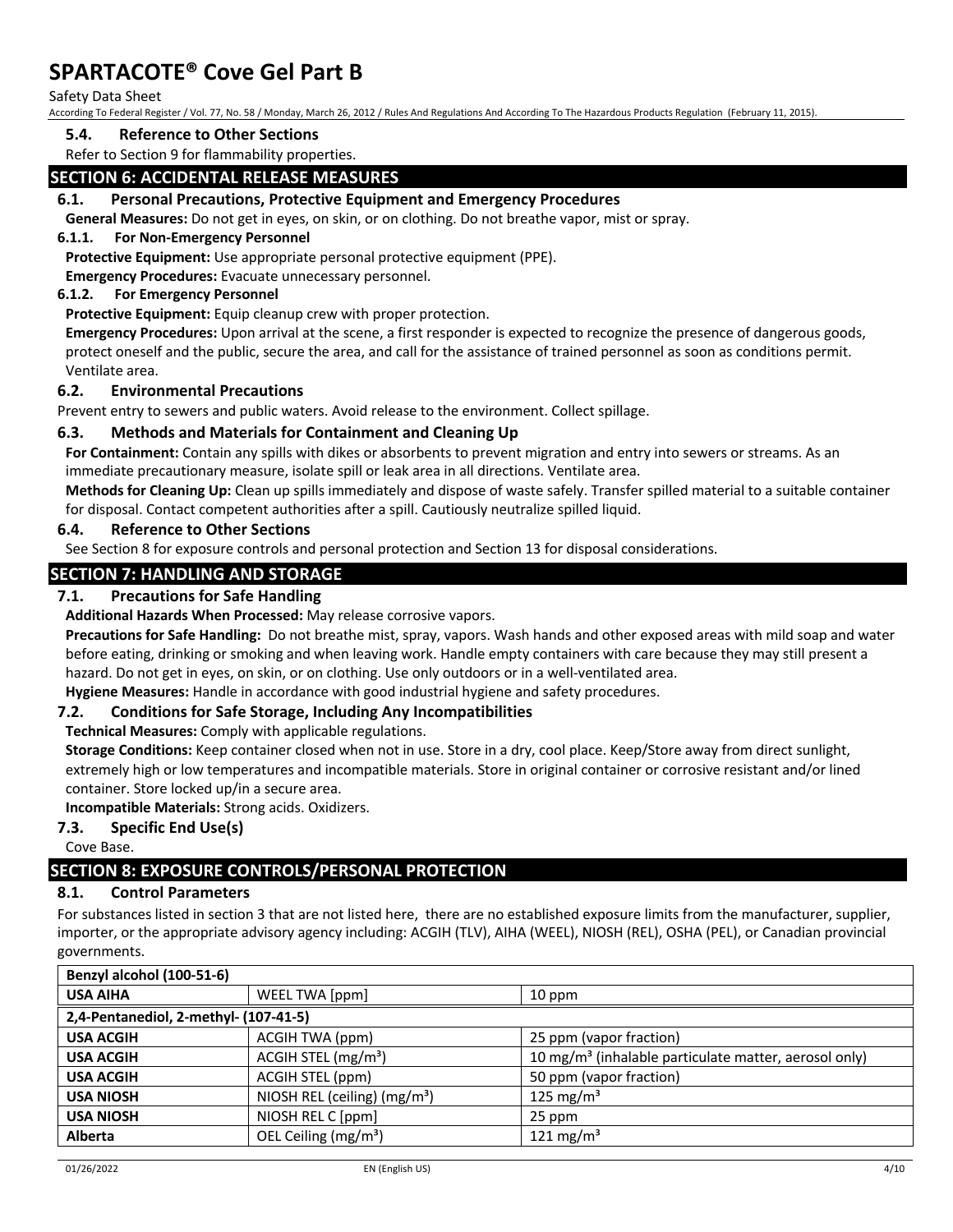### 5.4. Reference to Other Sections

Refer to Section 9 for flammability properties.

## SECTION 6: ACCIDENTAL RELEASE MEASURES

### 6.1. Personal Precautions, Protective Equipment and Emergency Procedures

**General Measures:** Do not get in eyes, on skin, or on clothing. Do not breathe vapor, mist or spray.

#### 6.1.1. For Non-Emergency Personnel

**Protective Equipment:** Use appropriate personal protective equipment (PPE).

**Emergency Procedures:** Evacuate unnecessary personnel.

#### 6.1.2. For Emergency Personnel

**Protective Equipment:** Equip cleanup crew with proper protection.

**Emergency Procedures:** Upon arrival at the scene, a first responder is expected to recognize the presence of dangerous goods, protect oneself and the public, secure the area, and call for the assistance of trained personnel as soon as conditions permit. Ventilate area.

### 6.2. Environmental Precautions

Prevent entry to sewers and public waters. Avoid release to the environment. Collect spillage.

### 6.3. Methods and Materials for Containment and Cleaning Up

**For Containment:** Contain any spills with dikes or absorbents to prevent migration and entry into sewers or streams. As an immediate precautionary measure, isolate spill or leak area in all directions. Ventilate area.

**Methods for Cleaning Up:** Clean up spills immediately and dispose of waste safely. Transfer spilled material to a suitable container for disposal. Contact competent authorities after a spill. Cautiously neutralize spilled liquid.

### 6.4. Reference to Other Sections

See Section 8 for exposure controls and personal protection and Section 13 for disposal considerations.

## SECTION 7: HANDLING AND STORAGE

### 7.1. Precautions for Safe Handling

**Additional Hazards When Processed:** May release corrosive vapors.

**Precautions for Safe Handling:** Do not breathe mist, spray, vapors. Wash hands and other exposed areas with mild soap and water before eating, drinking or smoking and when leaving work. Handle empty containers with care because they may still present a hazard. Do not get in eyes, on skin, or on clothing. Use only outdoors or in a well-ventilated area.

**Hygiene Measures:** Handle in accordance with good industrial hygiene and safety procedures.

### 7.2. Conditions for Safe Storage, Including Any Incompatibilities

**Technical Measures:** Comply with applicable regulations.

**Storage Conditions:** Keep container closed when not in use. Store in a dry, cool place. Keep/Store away from direct sunlight, extremely high or low temperatures and incompatible materials. Store in original container or corrosive resistant and/or lined container. Store locked up/in a secure area.

**Incompatible Materials:** Strong acids. Oxidizers.

### 7.3. Specific End Use(s)

Cove Base.

## SECTION 8: EXPOSURE CONTROLS/PERSONAL PROTECTION

### 8.1. Control Parameters

For substances listed in section 3 that are not listed here, there are no established exposure limits from the manufacturer, supplier, importer, or the appropriate advisory agency including: ACGIH (TLV), AIHA (WEEL), NIOSH (REL), OSHA (PEL), or Canadian provincial governments.

| **Benzyl alcohol (100-51-6)** | | |
|---|---|---|
| **USA AIHA** | WEEL TWA [ppm] | 10 ppm |
| **2,4-Pentanediol, 2-methyl- (107-41-5)** | | |
| **USA ACGIH** | ACGIH TWA (ppm) | 25 ppm (vapor fraction) |
| **USA ACGIH** | ACGIH STEL (mg/m³) | 10 mg/m³ (inhalable particulate matter, aerosol only) |
| **USA ACGIH** | ACGIH STEL (ppm) | 50 ppm (vapor fraction) |
| **USA NIOSH** | NIOSH REL (ceiling) (mg/m³) | 125 mg/m³ |
| **USA NIOSH** | NIOSH REL C [ppm] | 25 ppm |
| **Alberta** | OEL Ceiling (mg/m³) | 121 mg/m³ |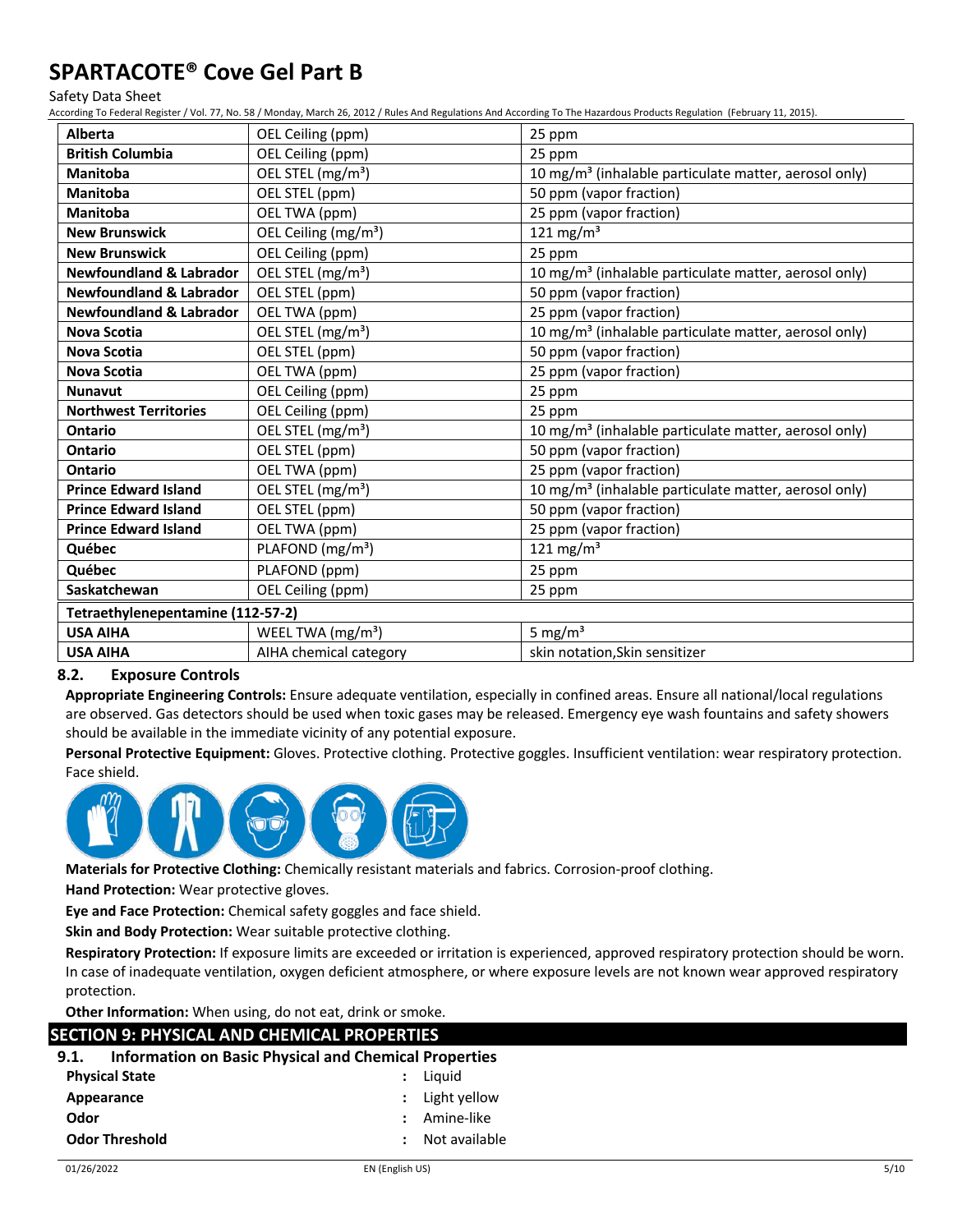| | | |
|---|---|---|
| **Alberta** | OEL Ceiling (ppm) | 25 ppm |
| **British Columbia** | OEL Ceiling (ppm) | 25 ppm |
| **Manitoba** | OEL STEL (mg/m³) | 10 mg/m³ (inhalable particulate matter, aerosol only) |
| **Manitoba** | OEL STEL (ppm) | 50 ppm (vapor fraction) |
| **Manitoba** | OEL TWA (ppm) | 25 ppm (vapor fraction) |
| **New Brunswick** | OEL Ceiling (mg/m³) | 121 mg/m³ |
| **New Brunswick** | OEL Ceiling (ppm) | 25 ppm |
| **Newfoundland & Labrador** | OEL STEL (mg/m³) | 10 mg/m³ (inhalable particulate matter, aerosol only) |
| **Newfoundland & Labrador** | OEL STEL (ppm) | 50 ppm (vapor fraction) |
| **Newfoundland & Labrador** | OEL TWA (ppm) | 25 ppm (vapor fraction) |
| **Nova Scotia** | OEL STEL (mg/m³) | 10 mg/m³ (inhalable particulate matter, aerosol only) |
| **Nova Scotia** | OEL STEL (ppm) | 50 ppm (vapor fraction) |
| **Nova Scotia** | OEL TWA (ppm) | 25 ppm (vapor fraction) |
| **Nunavut** | OEL Ceiling (ppm) | 25 ppm |
| **Northwest Territories** | OEL Ceiling (ppm) | 25 ppm |
| **Ontario** | OEL STEL (mg/m³) | 10 mg/m³ (inhalable particulate matter, aerosol only) |
| **Ontario** | OEL STEL (ppm) | 50 ppm (vapor fraction) |
| **Ontario** | OEL TWA (ppm) | 25 ppm (vapor fraction) |
| **Prince Edward Island** | OEL STEL (mg/m³) | 10 mg/m³ (inhalable particulate matter, aerosol only) |
| **Prince Edward Island** | OEL STEL (ppm) | 50 ppm (vapor fraction) |
| **Prince Edward Island** | OEL TWA (ppm) | 25 ppm (vapor fraction) |
| **Québec** | PLAFOND (mg/m³) | 121 mg/m³ |
| **Québec** | PLAFOND (ppm) | 25 ppm |
| **Saskatchewan** | OEL Ceiling (ppm) | 25 ppm |
| **Tetraethylenepentamine (112-57-2)** | | |
| **USA AIHA** | WEEL TWA (mg/m³) | 5 mg/m³ |
| **USA AIHA** | AIHA chemical category | skin notation,Skin sensitizer |

### 8.2. Exposure Controls

**Appropriate Engineering Controls:** Ensure adequate ventilation, especially in confined areas. Ensure all national/local regulations are observed. Gas detectors should be used when toxic gases may be released. Emergency eye wash fountains and safety showers should be available in the immediate vicinity of any potential exposure.

**Personal Protective Equipment:** Gloves. Protective clothing. Protective goggles. Insufficient ventilation: wear respiratory protection. Face shield.

**Materials for Protective Clothing:** Chemically resistant materials and fabrics. Corrosion-proof clothing.

**Hand Protection:** Wear protective gloves.

**Eye and Face Protection:** Chemical safety goggles and face shield.

**Skin and Body Protection:** Wear suitable protective clothing.

**Respiratory Protection:** If exposure limits are exceeded or irritation is experienced, approved respiratory protection should be worn. In case of inadequate ventilation, oxygen deficient atmosphere, or where exposure levels are not known wear approved respiratory protection.

**Other Information:** When using, do not eat, drink or smoke.

## SECTION 9: PHYSICAL AND CHEMICAL PROPERTIES

### 9.1. Information on Basic Physical and Chemical Properties

| | | |
|---|---|---|
| **Physical State** | : | Liquid |
| **Appearance** | : | Light yellow |
| **Odor** | : | Amine-like |
| **Odor Threshold** | : | Not available |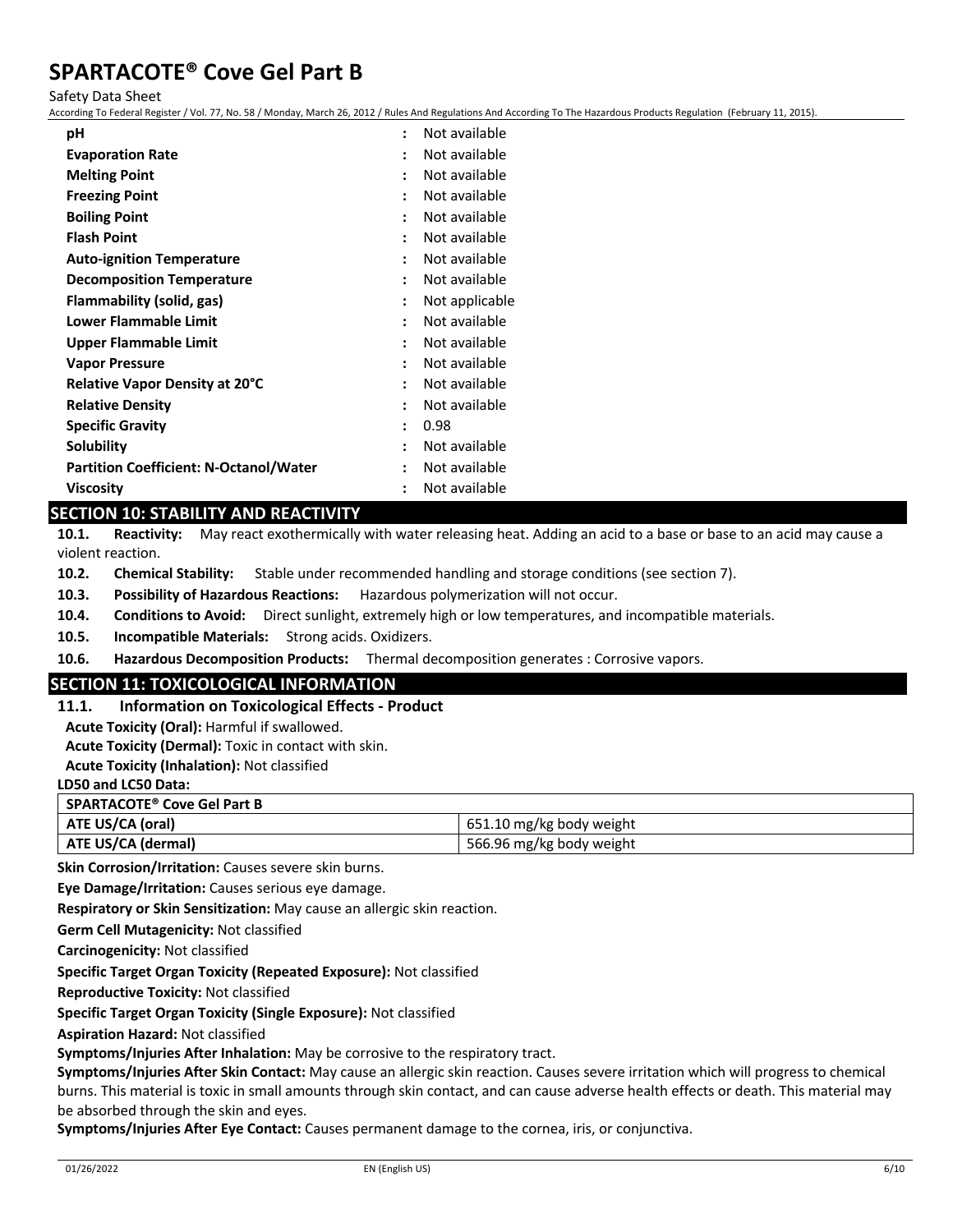| | | |
|---|---|---|
| **pH** | : | Not available |
| **Evaporation Rate** | : | Not available |
| **Melting Point** | : | Not available |
| **Freezing Point** | : | Not available |
| **Boiling Point** | : | Not available |
| **Flash Point** | : | Not available |
| **Auto-ignition Temperature** | : | Not available |
| **Decomposition Temperature** | : | Not available |
| **Flammability (solid, gas)** | : | Not applicable |
| **Lower Flammable Limit** | : | Not available |
| **Upper Flammable Limit** | : | Not available |
| **Vapor Pressure** | : | Not available |
| **Relative Vapor Density at 20°C** | : | Not available |
| **Relative Density** | : | Not available |
| **Specific Gravity** | : | 0.98 |
| **Solubility** | : | Not available |
| **Partition Coefficient: N-Octanol/Water** | : | Not available |
| **Viscosity** | : | Not available |

## SECTION 10: STABILITY AND REACTIVITY

**10.1. Reactivity:** May react exothermically with water releasing heat. Adding an acid to a base or base to an acid may cause a violent reaction.

**10.2. Chemical Stability:** Stable under recommended handling and storage conditions (see section 7).

**10.3. Possibility of Hazardous Reactions:** Hazardous polymerization will not occur.

**10.4. Conditions to Avoid:** Direct sunlight, extremely high or low temperatures, and incompatible materials.

**10.5. Incompatible Materials:** Strong acids. Oxidizers.

**10.6. Hazardous Decomposition Products:** Thermal decomposition generates : Corrosive vapors.

## SECTION 11: TOXICOLOGICAL INFORMATION

### 11.1. Information on Toxicological Effects - Product

**Acute Toxicity (Oral):** Harmful if swallowed.

**Acute Toxicity (Dermal):** Toxic in contact with skin.

**Acute Toxicity (Inhalation):** Not classified

**LD50 and LC50 Data:**

| SPARTACOTE® Cove Gel Part B | |
|---|---|
| **ATE US/CA (oral)** | 651.10 mg/kg body weight |
| **ATE US/CA (dermal)** | 566.96 mg/kg body weight |

**Skin Corrosion/Irritation:** Causes severe skin burns.

**Eye Damage/Irritation:** Causes serious eye damage.

**Respiratory or Skin Sensitization:** May cause an allergic skin reaction.

**Germ Cell Mutagenicity:** Not classified

**Carcinogenicity:** Not classified

**Specific Target Organ Toxicity (Repeated Exposure):** Not classified

**Reproductive Toxicity:** Not classified

**Specific Target Organ Toxicity (Single Exposure):** Not classified

**Aspiration Hazard:** Not classified

**Symptoms/Injuries After Inhalation:** May be corrosive to the respiratory tract.

**Symptoms/Injuries After Skin Contact:** May cause an allergic skin reaction. Causes severe irritation which will progress to chemical burns. This material is toxic in small amounts through skin contact, and can cause adverse health effects or death. This material may be absorbed through the skin and eyes.

**Symptoms/Injuries After Eye Contact:** Causes permanent damage to the cornea, iris, or conjunctiva.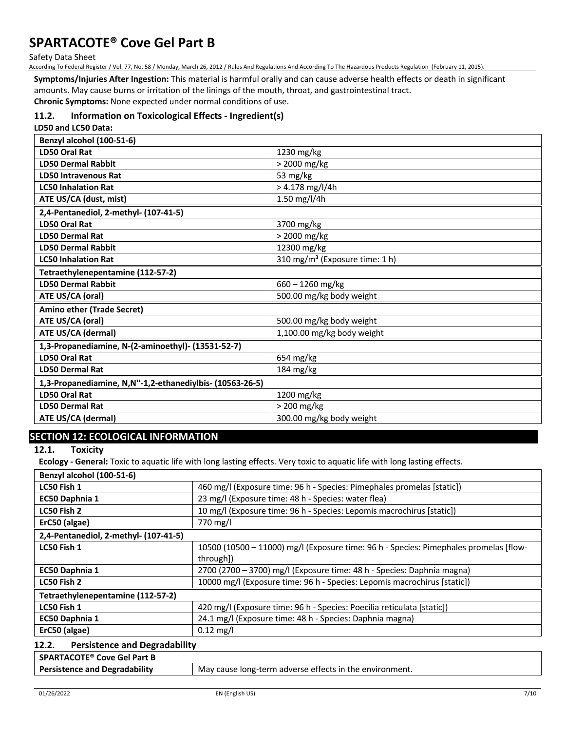**Symptoms/Injuries After Ingestion:** This material is harmful orally and can cause adverse health effects or death in significant amounts. May cause burns or irritation of the linings of the mouth, throat, and gastrointestinal tract.

**Chronic Symptoms:** None expected under normal conditions of use.

### 11.2. Information on Toxicological Effects - Ingredient(s)

**LD50 and LC50 Data:**

| **Benzyl alcohol (100-51-6)** | |
|---|---|
| **LD50 Oral Rat** | 1230 mg/kg |
| **LD50 Dermal Rabbit** | > 2000 mg/kg |
| **LD50 Intravenous Rat** | 53 mg/kg |
| **LC50 Inhalation Rat** | > 4.178 mg/l/4h |
| **ATE US/CA (dust, mist)** | 1.50 mg/l/4h |
| **2,4-Pentanediol, 2-methyl- (107-41-5)** | |
| **LD50 Oral Rat** | 3700 mg/kg |
| **LD50 Dermal Rat** | > 2000 mg/kg |
| **LD50 Dermal Rabbit** | 12300 mg/kg |
| **LC50 Inhalation Rat** | 310 mg/m³ (Exposure time: 1 h) |
| **Tetraethylenepentamine (112-57-2)** | |
| **LD50 Dermal Rabbit** | 660 – 1260 mg/kg |
| **ATE US/CA (oral)** | 500.00 mg/kg body weight |
| **Amino ether (Trade Secret)** | |
| **ATE US/CA (oral)** | 500.00 mg/kg body weight |
| **ATE US/CA (dermal)** | 1,100.00 mg/kg body weight |
| **1,3-Propanediamine, N-(2-aminoethyl)- (13531-52-7)** | |
| **LD50 Oral Rat** | 654 mg/kg |
| **LD50 Dermal Rat** | 184 mg/kg |
| **1,3-Propanediamine, N,N''-1,2-ethanediylbis- (10563-26-5)** | |
| **LD50 Oral Rat** | 1200 mg/kg |
| **LD50 Dermal Rat** | > 200 mg/kg |
| **ATE US/CA (dermal)** | 300.00 mg/kg body weight |

## SECTION 12: ECOLOGICAL INFORMATION

### 12.1. Toxicity

**Ecology - General:** Toxic to aquatic life with long lasting effects. Very toxic to aquatic life with long lasting effects.

| **Benzyl alcohol (100-51-6)** | |
|---|---|
| **LC50 Fish 1** | 460 mg/l (Exposure time: 96 h - Species: Pimephales promelas [static]) |
| **EC50 Daphnia 1** | 23 mg/l (Exposure time: 48 h - Species: water flea) |
| **LC50 Fish 2** | 10 mg/l (Exposure time: 96 h - Species: Lepomis macrochirus [static]) |
| **ErC50 (algae)** | 770 mg/l |
| **2,4-Pentanediol, 2-methyl- (107-41-5)** | |
| **LC50 Fish 1** | 10500 (10500 – 11000) mg/l (Exposure time: 96 h - Species: Pimephales promelas [flow-through]) |
| **EC50 Daphnia 1** | 2700 (2700 – 3700) mg/l (Exposure time: 48 h - Species: Daphnia magna) |
| **LC50 Fish 2** | 10000 mg/l (Exposure time: 96 h - Species: Lepomis macrochirus [static]) |
| **Tetraethylenepentamine (112-57-2)** | |
| **LC50 Fish 1** | 420 mg/l (Exposure time: 96 h - Species: Poecilia reticulata [static]) |
| **EC50 Daphnia 1** | 24.1 mg/l (Exposure time: 48 h - Species: Daphnia magna) |
| **ErC50 (algae)** | 0.12 mg/l |

### 12.2. Persistence and Degradability

| **SPARTACOTE® Cove Gel Part B** | |
|---|---|
| **Persistence and Degradability** | May cause long-term adverse effects in the environment. |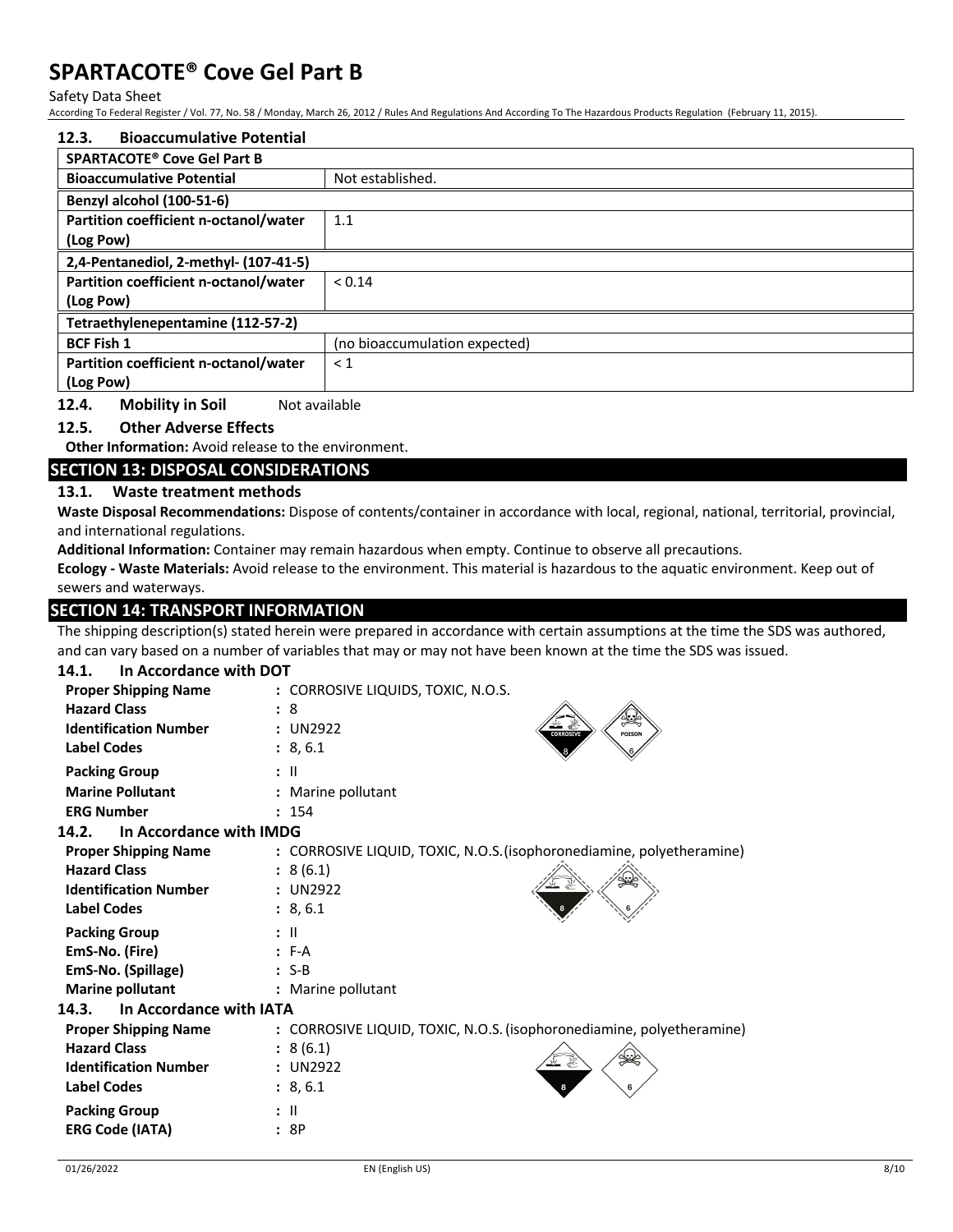### 12.3. Bioaccumulative Potential

| SPARTACOTE® Cove Gel Part B | |
|---|---|
| Bioaccumulative Potential | Not established. |
| **Benzyl alcohol (100-51-6)** | |
| Partition coefficient n-octanol/water (Log Pow) | 1.1 |
| **2,4-Pentanediol, 2-methyl- (107-41-5)** | |
| Partition coefficient n-octanol/water (Log Pow) | < 0.14 |
| **Tetraethylenepentamine (112-57-2)** | |
| BCF Fish 1 | (no bioaccumulation expected) |
| Partition coefficient n-octanol/water (Log Pow) | < 1 |

### 12.4. Mobility in Soil

Not available

### 12.5. Other Adverse Effects

**Other Information:** Avoid release to the environment.

## SECTION 13: DISPOSAL CONSIDERATIONS

### 13.1. Waste treatment methods

**Waste Disposal Recommendations:** Dispose of contents/container in accordance with local, regional, national, territorial, provincial, and international regulations.

**Additional Information:** Container may remain hazardous when empty. Continue to observe all precautions.

**Ecology - Waste Materials:** Avoid release to the environment. This material is hazardous to the aquatic environment. Keep out of sewers and waterways.

## SECTION 14: TRANSPORT INFORMATION

The shipping description(s) stated herein were prepared in accordance with certain assumptions at the time the SDS was authored, and can vary based on a number of variables that may or may not have been known at the time the SDS was issued.

### 14.1. In Accordance with DOT

**Proper Shipping Name** : CORROSIVE LIQUIDS, TOXIC, N.O.S.
**Hazard Class** : 8
**Identification Number** : UN2922
**Label Codes** : 8, 6.1
**Packing Group** : II
**Marine Pollutant** : Marine pollutant
**ERG Number** : 154

### 14.2. In Accordance with IMDG

**Proper Shipping Name** : CORROSIVE LIQUID, TOXIC, N.O.S.(isophoronediamine, polyetheramine)
**Hazard Class** : 8 (6.1)
**Identification Number** : UN2922
**Label Codes** : 8, 6.1
**Packing Group** : II
**EmS-No. (Fire)** : F-A
**EmS-No. (Spillage)** : S-B
**Marine pollutant** : Marine pollutant

### 14.3. In Accordance with IATA

**Proper Shipping Name** : CORROSIVE LIQUID, TOXIC, N.O.S. (isophoronediamine, polyetheramine)
**Hazard Class** : 8 (6.1)
**Identification Number** : UN2922
**Label Codes** : 8, 6.1
**Packing Group** : II
**ERG Code (IATA)** : 8P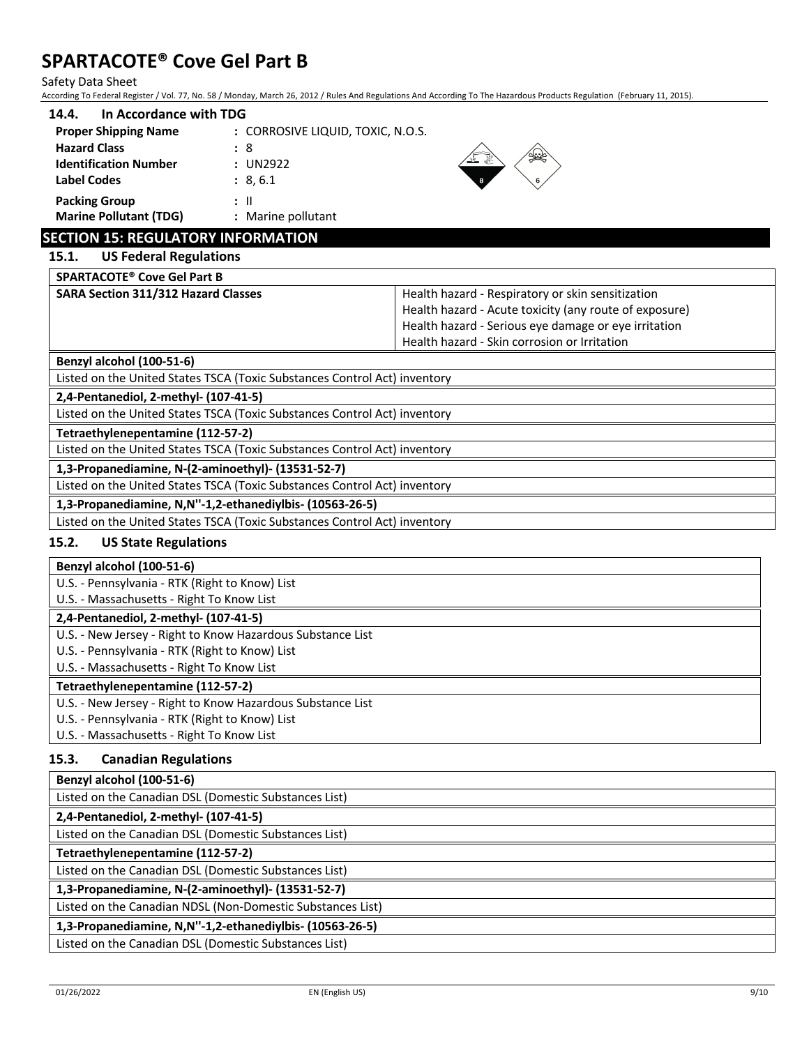### 14.4. In Accordance with TDG

| | |
|---|---|
| **Proper Shipping Name** | : CORROSIVE LIQUID, TOXIC, N.O.S. |
| **Hazard Class** | : 8 |
| **Identification Number** | : UN2922 |
| **Label Codes** | : 8, 6.1 |
| **Packing Group** | : II |
| **Marine Pollutant (TDG)** | : Marine pollutant |

## SECTION 15: REGULATORY INFORMATION

### 15.1. US Federal Regulations

| SPARTACOTE® Cove Gel Part B | |
|---|---|
| **SARA Section 311/312 Hazard Classes** | Health hazard - Respiratory or skin sensitization<br>Health hazard - Acute toxicity (any route of exposure)<br>Health hazard - Serious eye damage or eye irritation<br>Health hazard - Skin corrosion or Irritation |

**Benzyl alcohol (100-51-6)**

Listed on the United States TSCA (Toxic Substances Control Act) inventory

**2,4-Pentanediol, 2-methyl- (107-41-5)**

Listed on the United States TSCA (Toxic Substances Control Act) inventory

**Tetraethylenepentamine (112-57-2)**

Listed on the United States TSCA (Toxic Substances Control Act) inventory

**1,3-Propanediamine, N-(2-aminoethyl)- (13531-52-7)**

Listed on the United States TSCA (Toxic Substances Control Act) inventory

**1,3-Propanediamine, N,N''-1,2-ethanediylbis- (10563-26-5)**

Listed on the United States TSCA (Toxic Substances Control Act) inventory

### 15.2. US State Regulations

**Benzyl alcohol (100-51-6)**

U.S. - Pennsylvania - RTK (Right to Know) List
U.S. - Massachusetts - Right To Know List

**2,4-Pentanediol, 2-methyl- (107-41-5)**

U.S. - New Jersey - Right to Know Hazardous Substance List
U.S. - Pennsylvania - RTK (Right to Know) List
U.S. - Massachusetts - Right To Know List

**Tetraethylenepentamine (112-57-2)**

U.S. - New Jersey - Right to Know Hazardous Substance List
U.S. - Pennsylvania - RTK (Right to Know) List
U.S. - Massachusetts - Right To Know List

### 15.3. Canadian Regulations

**Benzyl alcohol (100-51-6)**

Listed on the Canadian DSL (Domestic Substances List)

**2,4-Pentanediol, 2-methyl- (107-41-5)**

Listed on the Canadian DSL (Domestic Substances List)

**Tetraethylenepentamine (112-57-2)**

Listed on the Canadian DSL (Domestic Substances List)

**1,3-Propanediamine, N-(2-aminoethyl)- (13531-52-7)**

Listed on the Canadian NDSL (Non-Domestic Substances List)

**1,3-Propanediamine, N,N''-1,2-ethanediylbis- (10563-26-5)**

Listed on the Canadian DSL (Domestic Substances List)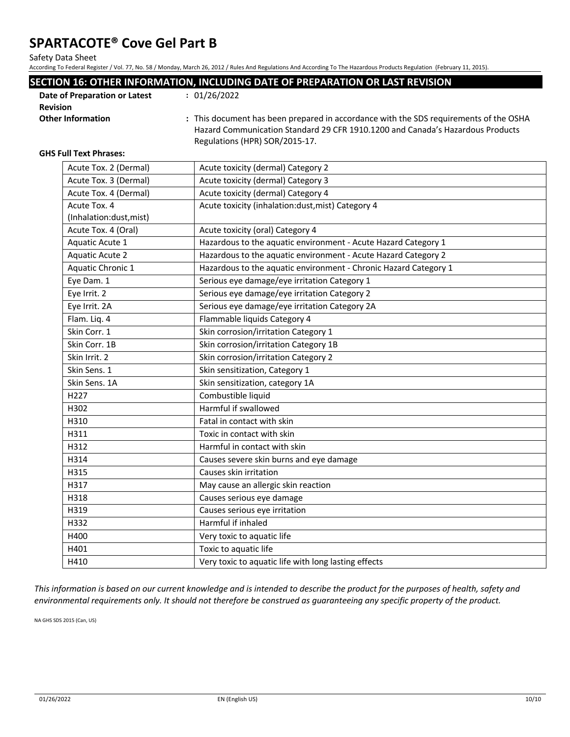## SECTION 16: OTHER INFORMATION, INCLUDING DATE OF PREPARATION OR LAST REVISION

**Date of Preparation or Latest Revision** : 01/26/2022

**Other Information** : This document has been prepared in accordance with the SDS requirements of the OSHA Hazard Communication Standard 29 CFR 1910.1200 and Canada's Hazardous Products Regulations (HPR) SOR/2015-17.

**GHS Full Text Phrases:**

| | |
|---|---|
| Acute Tox. 2 (Dermal) | Acute toxicity (dermal) Category 2 |
| Acute Tox. 3 (Dermal) | Acute toxicity (dermal) Category 3 |
| Acute Tox. 4 (Dermal) | Acute toxicity (dermal) Category 4 |
| Acute Tox. 4 (Inhalation:dust,mist) | Acute toxicity (inhalation:dust,mist) Category 4 |
| Acute Tox. 4 (Oral) | Acute toxicity (oral) Category 4 |
| Aquatic Acute 1 | Hazardous to the aquatic environment - Acute Hazard Category 1 |
| Aquatic Acute 2 | Hazardous to the aquatic environment - Acute Hazard Category 2 |
| Aquatic Chronic 1 | Hazardous to the aquatic environment - Chronic Hazard Category 1 |
| Eye Dam. 1 | Serious eye damage/eye irritation Category 1 |
| Eye Irrit. 2 | Serious eye damage/eye irritation Category 2 |
| Eye Irrit. 2A | Serious eye damage/eye irritation Category 2A |
| Flam. Liq. 4 | Flammable liquids Category 4 |
| Skin Corr. 1 | Skin corrosion/irritation Category 1 |
| Skin Corr. 1B | Skin corrosion/irritation Category 1B |
| Skin Irrit. 2 | Skin corrosion/irritation Category 2 |
| Skin Sens. 1 | Skin sensitization, Category 1 |
| Skin Sens. 1A | Skin sensitization, category 1A |
| H227 | Combustible liquid |
| H302 | Harmful if swallowed |
| H310 | Fatal in contact with skin |
| H311 | Toxic in contact with skin |
| H312 | Harmful in contact with skin |
| H314 | Causes severe skin burns and eye damage |
| H315 | Causes skin irritation |
| H317 | May cause an allergic skin reaction |
| H318 | Causes serious eye damage |
| H319 | Causes serious eye irritation |
| H332 | Harmful if inhaled |
| H400 | Very toxic to aquatic life |
| H401 | Toxic to aquatic life |
| H410 | Very toxic to aquatic life with long lasting effects |

*This information is based on our current knowledge and is intended to describe the product for the purposes of health, safety and environmental requirements only. It should not therefore be construed as guaranteeing any specific property of the product.*

NA GHS SDS 2015 (Can, US)